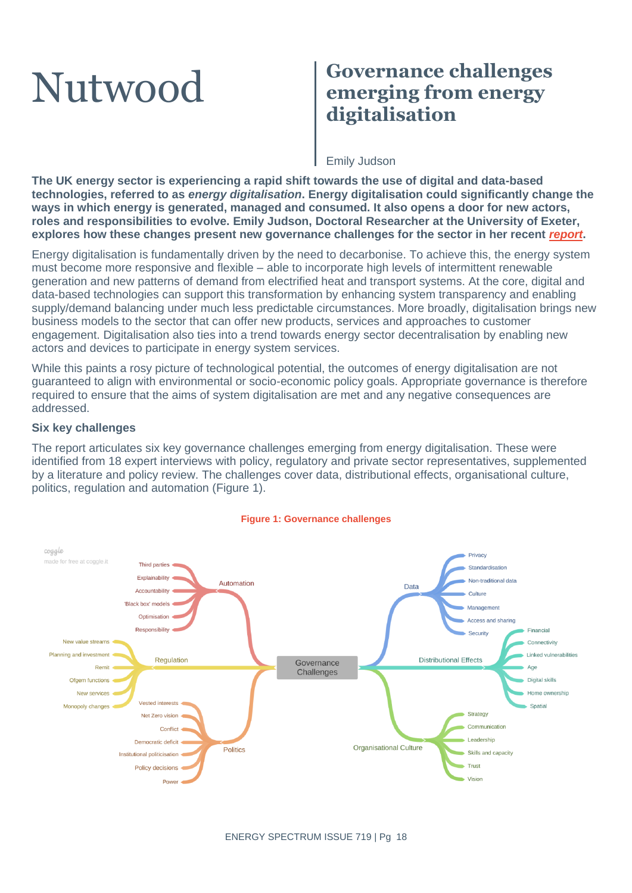Nutwood

# Governance challenges emerging from energy digitalisation

Emily Judson

**The UK energy sector is experiencing a rapid shift towards the use of digital and data-based technologies, referred to as *energy digitalisation*. Energy digitalisation could significantly change the ways in which energy is generated, managed and consumed. It also opens a door for new actors, roles and responsibilities to evolve. Emily Judson, Doctoral Researcher at the University of Exeter, explores how these changes present new governance challenges for the sector in her recent *report*.**

Energy digitalisation is fundamentally driven by the need to decarbonise. To achieve this, the energy system must become more responsive and flexible – able to incorporate high levels of intermittent renewable generation and new patterns of demand from electrified heat and transport systems. At the core, digital and data-based technologies can support this transformation by enhancing system transparency and enabling supply/demand balancing under much less predictable circumstances. More broadly, digitalisation brings new business models to the sector that can offer new products, services and approaches to customer engagement. Digitalisation also ties into a trend towards energy sector decentralisation by enabling new actors and devices to participate in energy system services.

While this paints a rosy picture of technological potential, the outcomes of energy digitalisation are not guaranteed to align with environmental or socio-economic policy goals. Appropriate governance is therefore required to ensure that the aims of system digitalisation are met and any negative consequences are addressed.

### Six key challenges

The report articulates six key governance challenges emerging from energy digitalisation. These were identified from 18 expert interviews with policy, regulatory and private sector representatives, supplemented by a literature and policy review. The challenges cover data, distributional effects, organisational culture, politics, regulation and automation (Figure 1).

**Figure 1: Governance challenges**

- Governance Challenges
  - Automation: Third parties; Explainability; Accountability; 'Black box' models; Optimisation; Responsibility
  - Regulation: New value streams; Planning and investment; Remit; Ofgem functions; New services; Monopoly changes
  - Politics: Vested interests; Net Zero vision; Conflict; Democratic deficit; Institutional politicisation; Policy decisions; Power
  - Data: Privacy; Standardisation; Non-traditional data; Culture; Management; Access and sharing; Security
  - Distributional Effects: Financial; Connectivity; Linked vulnerabilities; Age; Digital skills; Home ownership; Spatial
  - Organisational Culture: Strategy; Communication; Leadership; Skills and capacity; Trust; Vision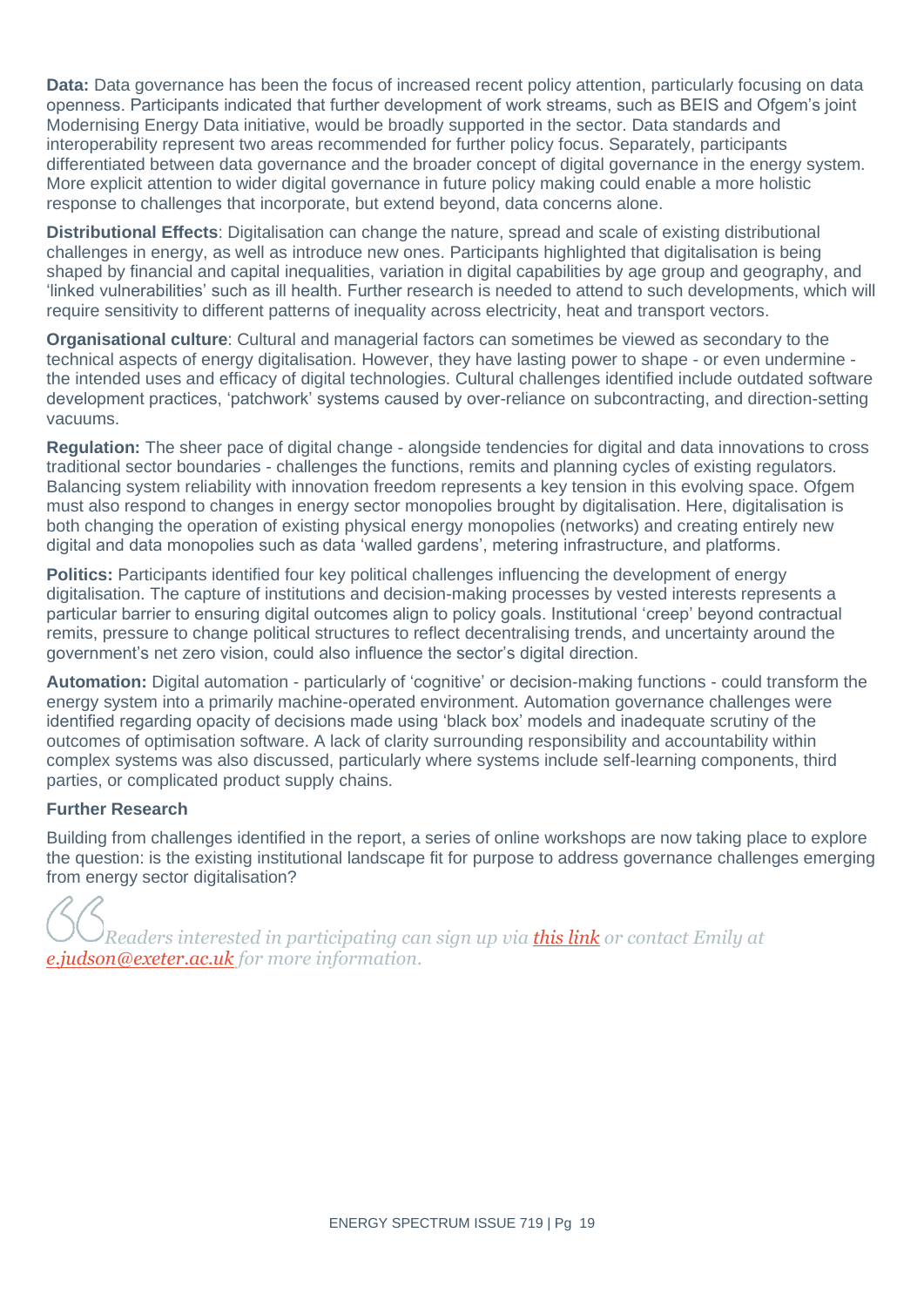**Data:** Data governance has been the focus of increased recent policy attention, particularly focusing on data openness. Participants indicated that further development of work streams, such as BEIS and Ofgem's joint Modernising Energy Data initiative, would be broadly supported in the sector. Data standards and interoperability represent two areas recommended for further policy focus. Separately, participants differentiated between data governance and the broader concept of digital governance in the energy system. More explicit attention to wider digital governance in future policy making could enable a more holistic response to challenges that incorporate, but extend beyond, data concerns alone.

**Distributional Effects**: Digitalisation can change the nature, spread and scale of existing distributional challenges in energy, as well as introduce new ones. Participants highlighted that digitalisation is being shaped by financial and capital inequalities, variation in digital capabilities by age group and geography, and 'linked vulnerabilities' such as ill health. Further research is needed to attend to such developments, which will require sensitivity to different patterns of inequality across electricity, heat and transport vectors.

**Organisational culture**: Cultural and managerial factors can sometimes be viewed as secondary to the technical aspects of energy digitalisation. However, they have lasting power to shape - or even undermine - the intended uses and efficacy of digital technologies. Cultural challenges identified include outdated software development practices, 'patchwork' systems caused by over-reliance on subcontracting, and direction-setting vacuums.

**Regulation:** The sheer pace of digital change - alongside tendencies for digital and data innovations to cross traditional sector boundaries - challenges the functions, remits and planning cycles of existing regulators. Balancing system reliability with innovation freedom represents a key tension in this evolving space. Ofgem must also respond to changes in energy sector monopolies brought by digitalisation. Here, digitalisation is both changing the operation of existing physical energy monopolies (networks) and creating entirely new digital and data monopolies such as data 'walled gardens', metering infrastructure, and platforms.

**Politics:** Participants identified four key political challenges influencing the development of energy digitalisation. The capture of institutions and decision-making processes by vested interests represents a particular barrier to ensuring digital outcomes align to policy goals. Institutional 'creep' beyond contractual remits, pressure to change political structures to reflect decentralising trends, and uncertainty around the government's net zero vision, could also influence the sector's digital direction.

**Automation:** Digital automation - particularly of 'cognitive' or decision-making functions - could transform the energy system into a primarily machine-operated environment. Automation governance challenges were identified regarding opacity of decisions made using 'black box' models and inadequate scrutiny of the outcomes of optimisation software. A lack of clarity surrounding responsibility and accountability within complex systems was also discussed, particularly where systems include self-learning components, third parties, or complicated product supply chains.

**Further Research**

Building from challenges identified in the report, a series of online workshops are now taking place to explore the question: is the existing institutional landscape fit for purpose to address governance challenges emerging from energy sector digitalisation?

*Readers interested in participating can sign up via [this link] or contact Emily at e.judson@exeter.ac.uk for more information.*